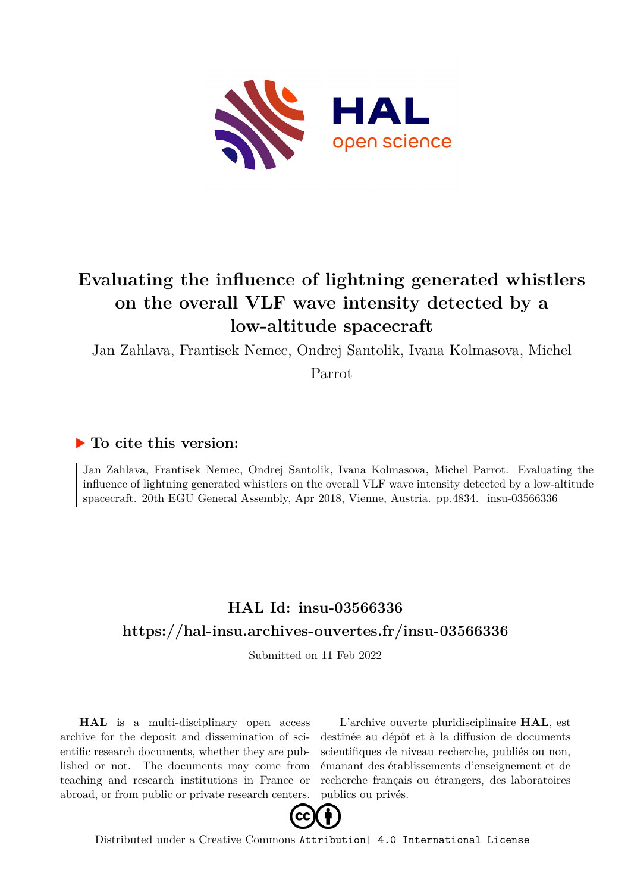# Evaluating the influence of lightning generated whistlers on the overall VLF wave intensity detected by a low-altitude spacecraft

Jan Zahlava, Frantisek Nemec, Ondrej Santolik, Ivana Kolmasova, Michel Parrot

## To cite this version:

Jan Zahlava, Frantisek Nemec, Ondrej Santolik, Ivana Kolmasova, Michel Parrot. Evaluating the influence of lightning generated whistlers on the overall VLF wave intensity detected by a low-altitude spacecraft. 20th EGU General Assembly, Apr 2018, Vienne, Austria. pp.4834. insu-03566336

## HAL Id: insu-03566336

## https://hal-insu.archives-ouvertes.fr/insu-03566336

Submitted on 11 Feb 2022

**HAL** is a multi-disciplinary open access archive for the deposit and dissemination of scientific research documents, whether they are published or not. The documents may come from teaching and research institutions in France or abroad, or from public or private research centers.

L'archive ouverte pluridisciplinaire **HAL**, est destinée au dépôt et à la diffusion de documents scientifiques de niveau recherche, publiés ou non, émanant des établissements d'enseignement et de recherche français ou étrangers, des laboratoires publics ou privés.

Distributed under a Creative Commons Attribution| 4.0 International License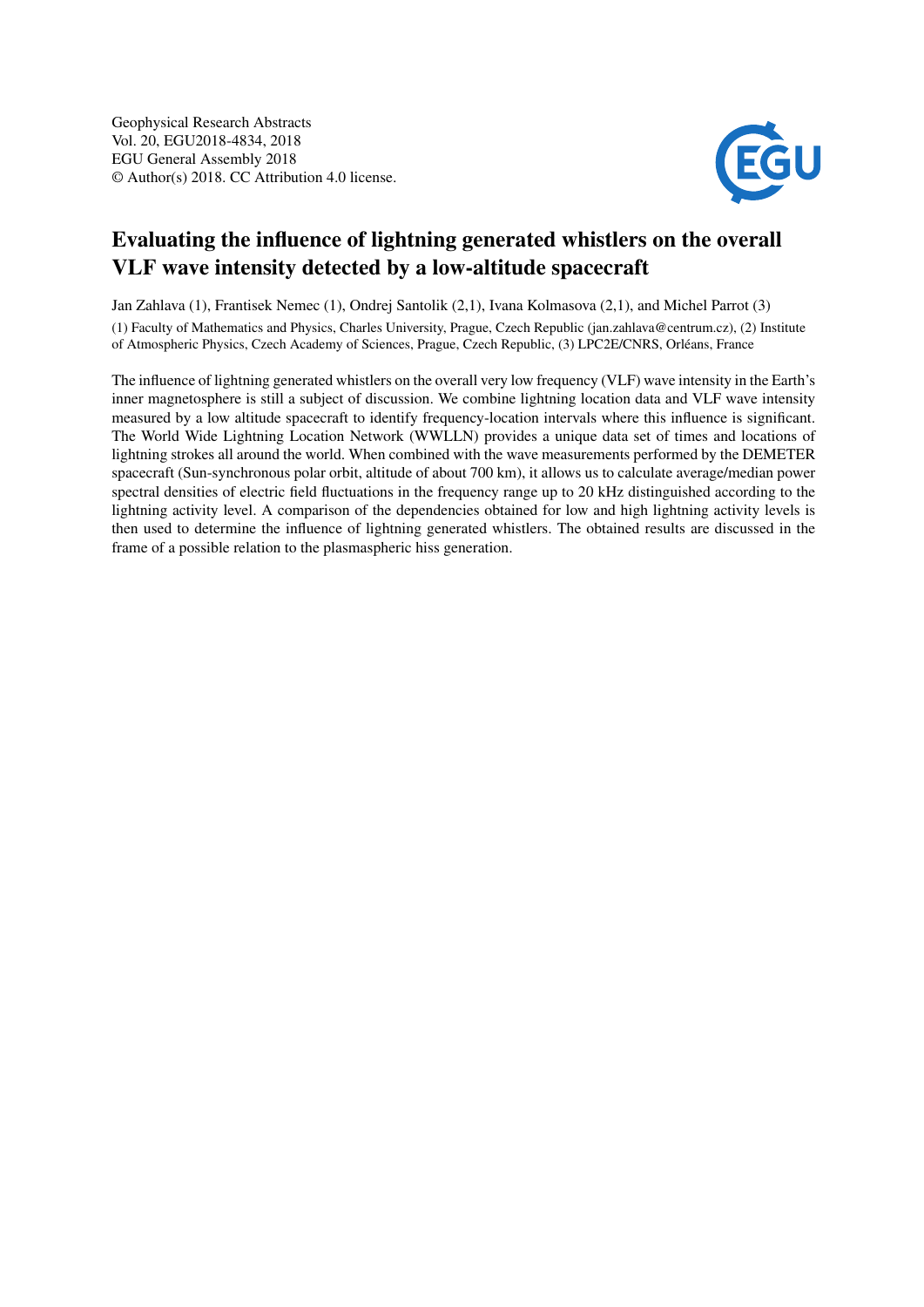Geophysical Research Abstracts
Vol. 20, EGU2018-4834, 2018
EGU General Assembly 2018
© Author(s) 2018. CC Attribution 4.0 license.

# Evaluating the influence of lightning generated whistlers on the overall VLF wave intensity detected by a low-altitude spacecraft

Jan Zahlava (1), Frantisek Nemec (1), Ondrej Santolik (2,1), Ivana Kolmasova (2,1), and Michel Parrot (3)

(1) Faculty of Mathematics and Physics, Charles University, Prague, Czech Republic (jan.zahlava@centrum.cz), (2) Institute of Atmospheric Physics, Czech Academy of Sciences, Prague, Czech Republic, (3) LPC2E/CNRS, Orléans, France

The influence of lightning generated whistlers on the overall very low frequency (VLF) wave intensity in the Earth's inner magnetosphere is still a subject of discussion. We combine lightning location data and VLF wave intensity measured by a low altitude spacecraft to identify frequency-location intervals where this influence is significant. The World Wide Lightning Location Network (WWLLN) provides a unique data set of times and locations of lightning strokes all around the world. When combined with the wave measurements performed by the DEMETER spacecraft (Sun-synchronous polar orbit, altitude of about 700 km), it allows us to calculate average/median power spectral densities of electric field fluctuations in the frequency range up to 20 kHz distinguished according to the lightning activity level. A comparison of the dependencies obtained for low and high lightning activity levels is then used to determine the influence of lightning generated whistlers. The obtained results are discussed in the frame of a possible relation to the plasmaspheric hiss generation.